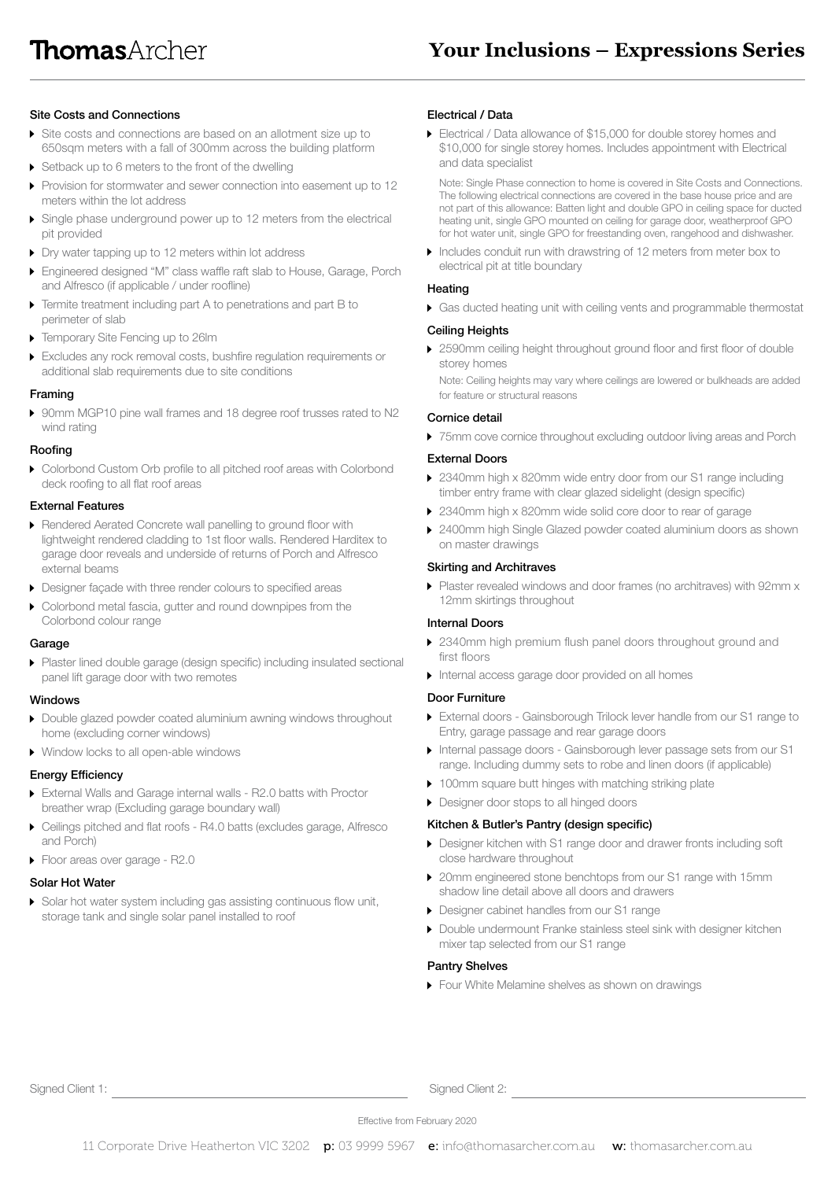# Your Inclusions – Expressions Series

### Site Costs and Connections

- Site costs and connections are based on an allotment size up to 650sqm meters with a fall of 300mm across the building platform
- Setback up to 6 meters to the front of the dwelling
- Provision for stormwater and sewer connection into easement up to 12 meters within the lot address
- Single phase underground power up to 12 meters from the electrical pit provided
- Dry water tapping up to 12 meters within lot address
- Engineered designed "M" class waffle raft slab to House, Garage, Porch and Alfresco (if applicable / under roofline)
- Termite treatment including part A to penetrations and part B to perimeter of slab
- Temporary Site Fencing up to 26lm
- Excludes any rock removal costs, bushfire regulation requirements or additional slab requirements due to site conditions

### Framing

- 90mm MGP10 pine wall frames and 18 degree roof trusses rated to N2 wind rating

### Roofing

- Colorbond Custom Orb profile to all pitched roof areas with Colorbond deck roofing to all flat roof areas

### External Features

- Rendered Aerated Concrete wall panelling to ground floor with lightweight rendered cladding to 1st floor walls. Rendered Harditex to garage door reveals and underside of returns of Porch and Alfresco external beams
- Designer façade with three render colours to specified areas
- Colorbond metal fascia, gutter and round downpipes from the Colorbond colour range

### Garage

- Plaster lined double garage (design specific) including insulated sectional panel lift garage door with two remotes

### Windows

- Double glazed powder coated aluminium awning windows throughout home (excluding corner windows)
- Window locks to all open-able windows

### Energy Efficiency

- External Walls and Garage internal walls - R2.0 batts with Proctor breather wrap (Excluding garage boundary wall)
- Ceilings pitched and flat roofs - R4.0 batts (excludes garage, Alfresco and Porch)
- Floor areas over garage - R2.0

### Solar Hot Water

- Solar hot water system including gas assisting continuous flow unit, storage tank and single solar panel installed to roof

### Electrical / Data

- Electrical / Data allowance of $15,000 for double storey homes and $10,000 for single storey homes. Includes appointment with Electrical and data specialist

  Note: Single Phase connection to home is covered in Site Costs and Connections. The following electrical connections are covered in the base house price and are not part of this allowance: Batten light and double GPO in ceiling space for ducted heating unit, single GPO mounted on ceiling for garage door, weatherproof GPO for hot water unit, single GPO for freestanding oven, rangehood and dishwasher.

- Includes conduit run with drawstring of 12 meters from meter box to electrical pit at title boundary

### Heating

- Gas ducted heating unit with ceiling vents and programmable thermostat

### Ceiling Heights

- 2590mm ceiling height throughout ground floor and first floor of double storey homes

  Note: Ceiling heights may vary where ceilings are lowered or bulkheads are added for feature or structural reasons

### Cornice detail

- 75mm cove cornice throughout excluding outdoor living areas and Porch

### External Doors

- 2340mm high x 820mm wide entry door from our S1 range including timber entry frame with clear glazed sidelight (design specific)
- 2340mm high x 820mm wide solid core door to rear of garage
- 2400mm high Single Glazed powder coated aluminium doors as shown on master drawings

### Skirting and Architraves

- Plaster revealed windows and door frames (no architraves) with 92mm x 12mm skirtings throughout

### Internal Doors

- 2340mm high premium flush panel doors throughout ground and first floors
- Internal access garage door provided on all homes

### Door Furniture

- External doors - Gainsborough Trilock lever handle from our S1 range to Entry, garage passage and rear garage doors
- Internal passage doors - Gainsborough lever passage sets from our S1 range. Including dummy sets to robe and linen doors (if applicable)
- 100mm square butt hinges with matching striking plate
- Designer door stops to all hinged doors

### Kitchen & Butler's Pantry (design specific)

- Designer kitchen with S1 range door and drawer fronts including soft close hardware throughout
- 20mm engineered stone benchtops from our S1 range with 15mm shadow line detail above all doors and drawers
- Designer cabinet handles from our S1 range
- Double undermount Franke stainless steel sink with designer kitchen mixer tap selected from our S1 range

### Pantry Shelves

- Four White Melamine shelves as shown on drawings

Signed Client 1: ____________________ Signed Client 2: ____________________

Effective from February 2020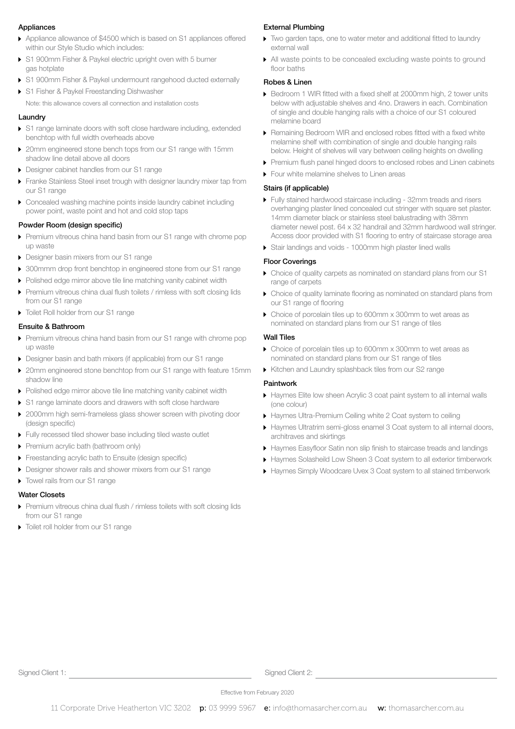### Appliances

- Appliance allowance of $4500 which is based on S1 appliances offered within our Style Studio which includes:
- S1 900mm Fisher & Paykel electric upright oven with 5 burner gas hotplate
- S1 900mm Fisher & Paykel undermount rangehood ducted externally
- S1 Fisher & Paykel Freestanding Dishwasher

Note: this allowance covers all connection and installation costs

### Laundry

- S1 range laminate doors with soft close hardware including, extended benchtop with full width overheads above
- 20mm engineered stone bench tops from our S1 range with 15mm shadow line detail above all doors
- Designer cabinet handles from our S1 range
- Franke Stainless Steel inset trough with designer laundry mixer tap from our S1 range
- Concealed washing machine points inside laundry cabinet including power point, waste point and hot and cold stop taps

### Powder Room (design specific)

- Premium vitreous china hand basin from our S1 range with chrome pop up waste
- Designer basin mixers from our S1 range
- 300mmm drop front benchtop in engineered stone from our S1 range
- Polished edge mirror above tile line matching vanity cabinet width
- Premium vitreous china dual flush toilets / rimless with soft closing lids from our S1 range
- Toilet Roll holder from our S1 range

### Ensuite & Bathroom

- Premium vitreous china hand basin from our S1 range with chrome pop up waste
- Designer basin and bath mixers (if applicable) from our S1 range
- 20mm engineered stone benchtop from our S1 range with feature 15mm shadow line
- Polished edge mirror above tile line matching vanity cabinet width
- S1 range laminate doors and drawers with soft close hardware
- 2000mm high semi-frameless glass shower screen with pivoting door (design specific)
- Fully recessed tiled shower base including tiled waste outlet
- Premium acrylic bath (bathroom only)
- Freestanding acrylic bath to Ensuite (design specific)
- Designer shower rails and shower mixers from our S1 range
- Towel rails from our S1 range

### Water Closets

- Premium vitreous china dual flush / rimless toilets with soft closing lids from our S1 range
- Toilet roll holder from our S1 range

### External Plumbing

- Two garden taps, one to water meter and additional fitted to laundry external wall
- All waste points to be concealed excluding waste points to ground floor baths

### Robes & Linen

- Bedroom 1 WIR fitted with a fixed shelf at 2000mm high, 2 tower units below with adjustable shelves and 4no. Drawers in each. Combination of single and double hanging rails with a choice of our S1 coloured melamine board
- Remaining Bedroom WIR and enclosed robes fitted with a fixed white melamine shelf with combination of single and double hanging rails below. Height of shelves will vary between ceiling heights on dwelling
- Premium flush panel hinged doors to enclosed robes and Linen cabinets
- Four white melamine shelves to Linen areas

### Stairs (if applicable)

- Fully stained hardwood staircase including - 32mm treads and risers overhanging plaster lined concealed cut stringer with square set plaster. 14mm diameter black or stainless steel balustrading with 38mm diameter newel post. 64 x 32 handrail and 32mm hardwood wall stringer. Access door provided with S1 flooring to entry of staircase storage area
- Stair landings and voids - 1000mm high plaster lined walls

### Floor Coverings

- Choice of quality carpets as nominated on standard plans from our S1 range of carpets
- Choice of quality laminate flooring as nominated on standard plans from our S1 range of flooring
- Choice of porcelain tiles up to 600mm x 300mm to wet areas as nominated on standard plans from our S1 range of tiles

### Wall Tiles

- Choice of porcelain tiles up to 600mm x 300mm to wet areas as nominated on standard plans from our S1 range of tiles
- Kitchen and Laundry splashback tiles from our S2 range

### Paintwork

- Haymes Elite low sheen Acrylic 3 coat paint system to all internal walls (one colour)
- Haymes Ultra-Premium Ceiling white 2 Coat system to ceiling
- Haymes Ultratrim semi-gloss enamel 3 Coat system to all internal doors, architraves and skirtings
- Haymes Easyfloor Satin non slip finish to staircase treads and landings
- Haymes Solasheild Low Sheen 3 Coat system to all exterior timberwork
- Haymes Simply Woodcare Uvex 3 Coat system to all stained timberwork

Signed Client 1: ____________________ Signed Client 2: ____________________

Effective from February 2020

11 Corporate Drive Heatherton VIC 3202 **p:** 03 9999 5967 **e:** info@thomasarcher.com.au **w:** thomasarcher.com.au